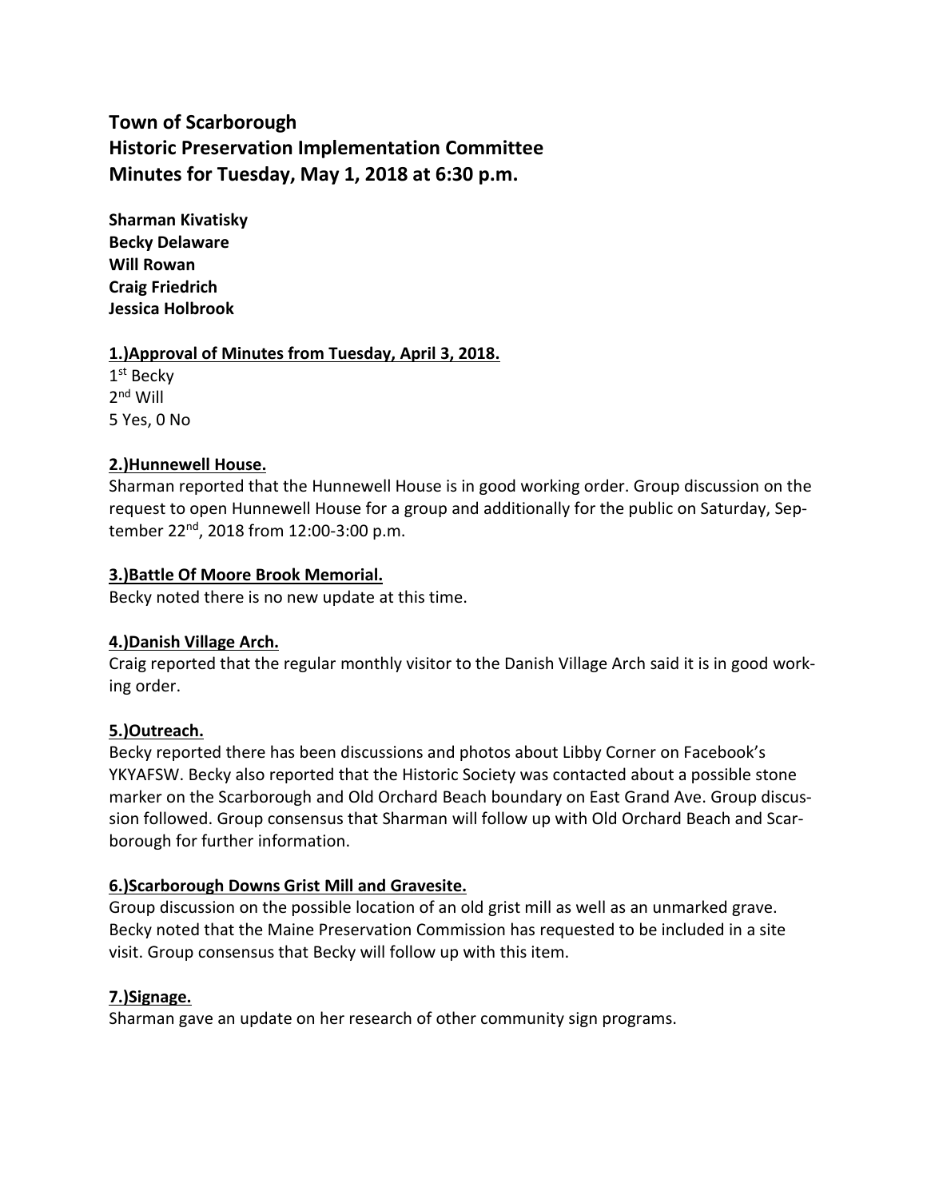# Town of Scarborough
# Historic Preservation Implementation Committee
# Minutes for Tuesday, May 1, 2018 at 6:30 p.m.

**Sharman Kivatisky**
**Becky Delaware**
**Will Rowan**
**Craig Friedrich**
**Jessica Holbrook**

**1.)Approval of Minutes from Tuesday, April 3, 2018.**

1st Becky
2nd Will
5 Yes, 0 No

**2.)Hunnewell House.**

Sharman reported that the Hunnewell House is in good working order. Group discussion on the request to open Hunnewell House for a group and additionally for the public on Saturday, September 22nd, 2018 from 12:00-3:00 p.m.

**3.)Battle Of Moore Brook Memorial.**

Becky noted there is no new update at this time.

**4.)Danish Village Arch.**

Craig reported that the regular monthly visitor to the Danish Village Arch said it is in good working order.

**5.)Outreach.**

Becky reported there has been discussions and photos about Libby Corner on Facebook's YKYAFSW. Becky also reported that the Historic Society was contacted about a possible stone marker on the Scarborough and Old Orchard Beach boundary on East Grand Ave. Group discussion followed. Group consensus that Sharman will follow up with Old Orchard Beach and Scarborough for further information.

**6.)Scarborough Downs Grist Mill and Gravesite.**

Group discussion on the possible location of an old grist mill as well as an unmarked grave. Becky noted that the Maine Preservation Commission has requested to be included in a site visit. Group consensus that Becky will follow up with this item.

**7.)Signage.**

Sharman gave an update on her research of other community sign programs.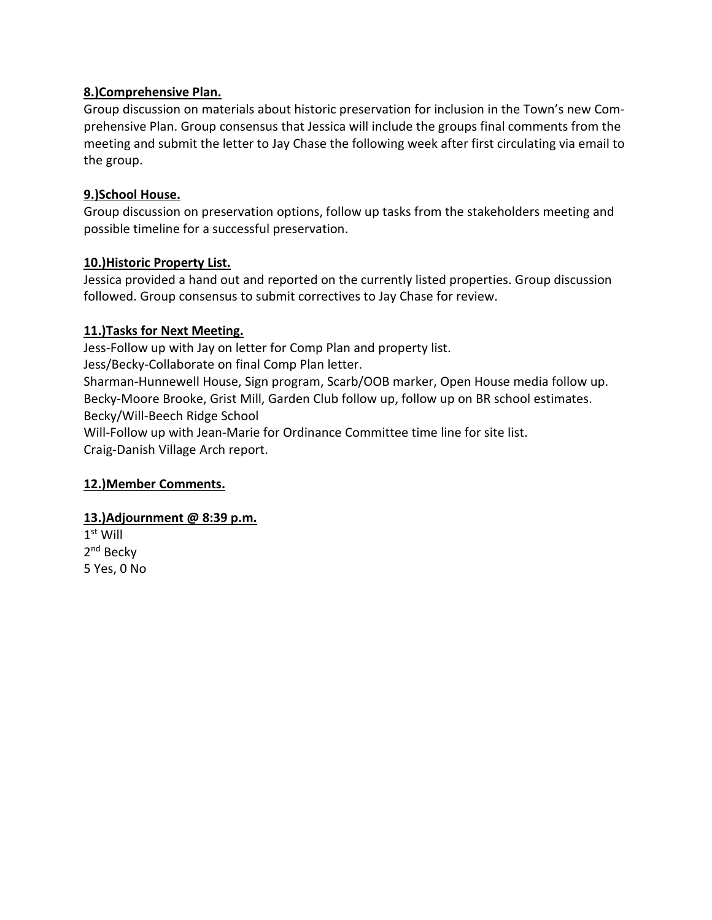**8.)Comprehensive Plan.**

Group discussion on materials about historic preservation for inclusion in the Town's new Comprehensive Plan. Group consensus that Jessica will include the groups final comments from the meeting and submit the letter to Jay Chase the following week after first circulating via email to the group.

**9.)School House.**

Group discussion on preservation options, follow up tasks from the stakeholders meeting and possible timeline for a successful preservation.

**10.)Historic Property List.**

Jessica provided a hand out and reported on the currently listed properties. Group discussion followed. Group consensus to submit correctives to Jay Chase for review.

**11.)Tasks for Next Meeting.**

Jess-Follow up with Jay on letter for Comp Plan and property list.
Jess/Becky-Collaborate on final Comp Plan letter.
Sharman-Hunnewell House, Sign program, Scarb/OOB marker, Open House media follow up.
Becky-Moore Brooke, Grist Mill, Garden Club follow up, follow up on BR school estimates.
Becky/Will-Beech Ridge School
Will-Follow up with Jean-Marie for Ordinance Committee time line for site list.
Craig-Danish Village Arch report.

**12.)Member Comments.**

**13.)Adjournment @ 8:39 p.m.**

1st Will
2nd Becky
5 Yes, 0 No